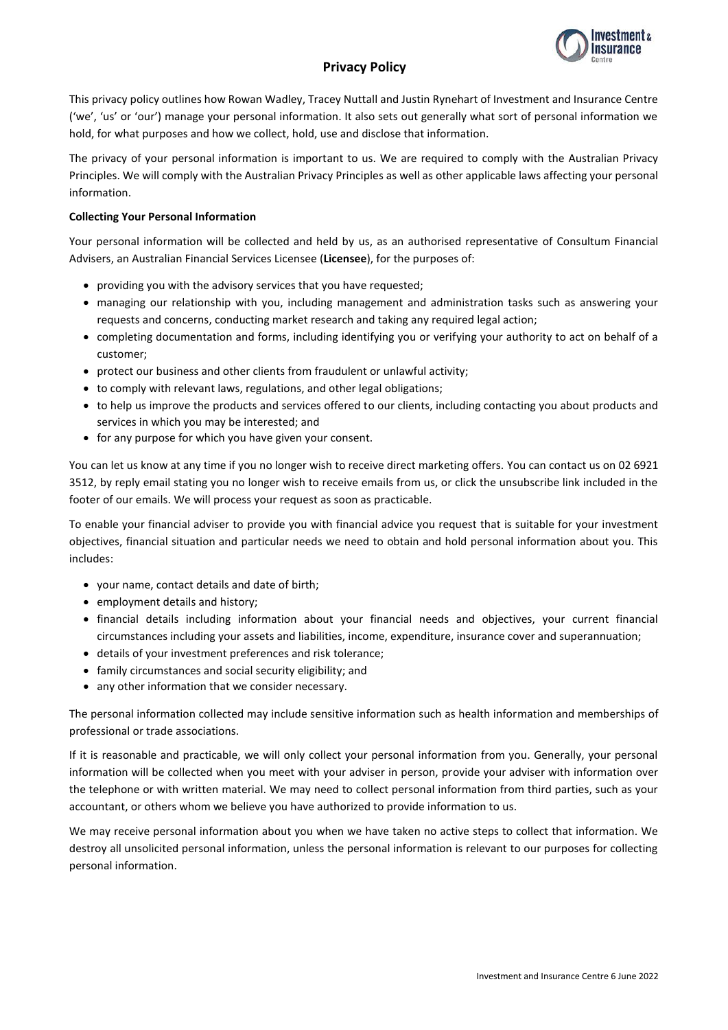# Privacy Policy

This privacy policy outlines how Rowan Wadley, Tracey Nuttall and Justin Rynehart of Investment and Insurance Centre ('we', 'us' or 'our') manage your personal information. It also sets out generally what sort of personal information we hold, for what purposes and how we collect, hold, use and disclose that information.

The privacy of your personal information is important to us. We are required to comply with the Australian Privacy Principles. We will comply with the Australian Privacy Principles as well as other applicable laws affecting your personal information.

**Collecting Your Personal Information**

Your personal information will be collected and held by us, as an authorised representative of Consultum Financial Advisers, an Australian Financial Services Licensee (**Licensee**), for the purposes of:

- providing you with the advisory services that you have requested;
- managing our relationship with you, including management and administration tasks such as answering your requests and concerns, conducting market research and taking any required legal action;
- completing documentation and forms, including identifying you or verifying your authority to act on behalf of a customer;
- protect our business and other clients from fraudulent or unlawful activity;
- to comply with relevant laws, regulations, and other legal obligations;
- to help us improve the products and services offered to our clients, including contacting you about products and services in which you may be interested; and
- for any purpose for which you have given your consent.

You can let us know at any time if you no longer wish to receive direct marketing offers. You can contact us on 02 6921 3512, by reply email stating you no longer wish to receive emails from us, or click the unsubscribe link included in the footer of our emails. We will process your request as soon as practicable.

To enable your financial adviser to provide you with financial advice you request that is suitable for your investment objectives, financial situation and particular needs we need to obtain and hold personal information about you. This includes:

- your name, contact details and date of birth;
- employment details and history;
- financial details including information about your financial needs and objectives, your current financial circumstances including your assets and liabilities, income, expenditure, insurance cover and superannuation;
- details of your investment preferences and risk tolerance;
- family circumstances and social security eligibility; and
- any other information that we consider necessary.

The personal information collected may include sensitive information such as health information and memberships of professional or trade associations.

If it is reasonable and practicable, we will only collect your personal information from you. Generally, your personal information will be collected when you meet with your adviser in person, provide your adviser with information over the telephone or with written material. We may need to collect personal information from third parties, such as your accountant, or others whom we believe you have authorized to provide information to us.

We may receive personal information about you when we have taken no active steps to collect that information. We destroy all unsolicited personal information, unless the personal information is relevant to our purposes for collecting personal information.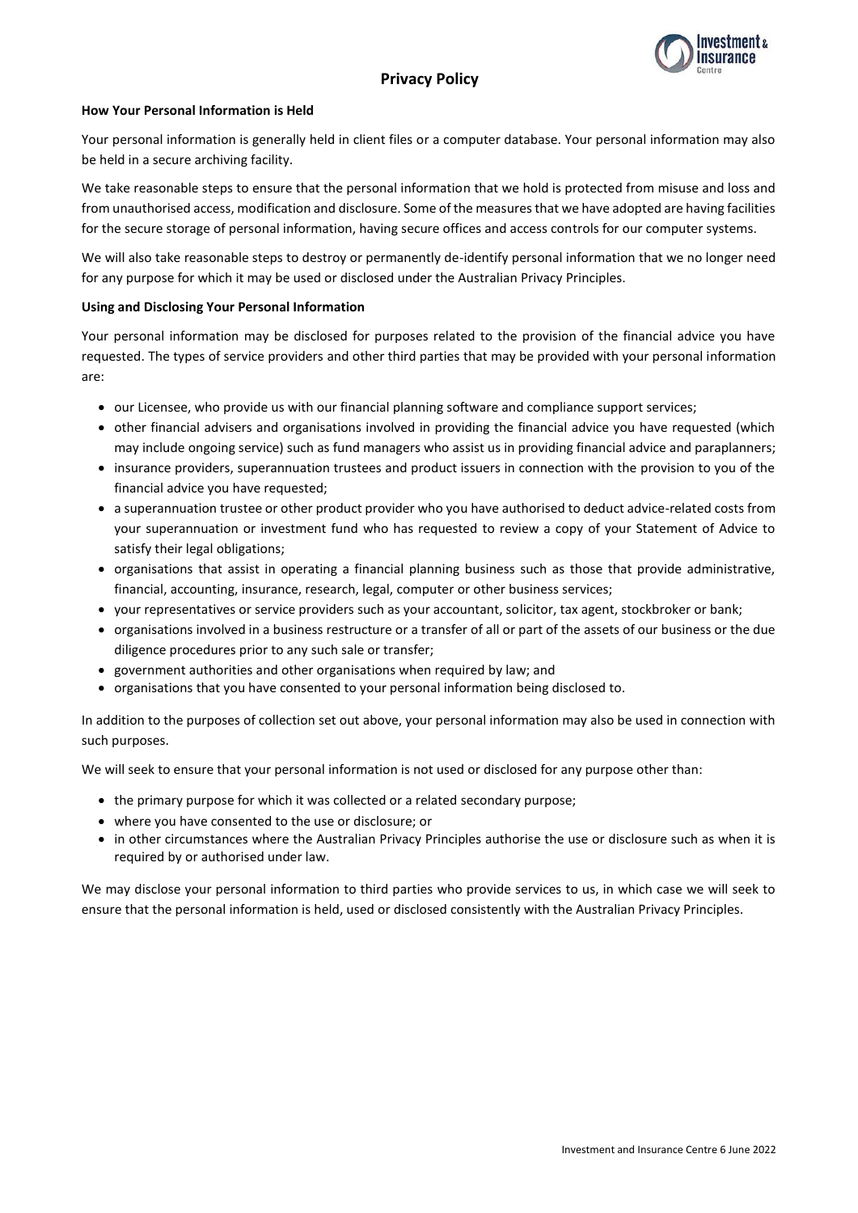# Privacy Policy

**How Your Personal Information is Held**

Your personal information is generally held in client files or a computer database. Your personal information may also be held in a secure archiving facility.

We take reasonable steps to ensure that the personal information that we hold is protected from misuse and loss and from unauthorised access, modification and disclosure. Some of the measures that we have adopted are having facilities for the secure storage of personal information, having secure offices and access controls for our computer systems.

We will also take reasonable steps to destroy or permanently de-identify personal information that we no longer need for any purpose for which it may be used or disclosed under the Australian Privacy Principles.

**Using and Disclosing Your Personal Information**

Your personal information may be disclosed for purposes related to the provision of the financial advice you have requested. The types of service providers and other third parties that may be provided with your personal information are:

- our Licensee, who provide us with our financial planning software and compliance support services;
- other financial advisers and organisations involved in providing the financial advice you have requested (which may include ongoing service) such as fund managers who assist us in providing financial advice and paraplanners;
- insurance providers, superannuation trustees and product issuers in connection with the provision to you of the financial advice you have requested;
- a superannuation trustee or other product provider who you have authorised to deduct advice-related costs from your superannuation or investment fund who has requested to review a copy of your Statement of Advice to satisfy their legal obligations;
- organisations that assist in operating a financial planning business such as those that provide administrative, financial, accounting, insurance, research, legal, computer or other business services;
- your representatives or service providers such as your accountant, solicitor, tax agent, stockbroker or bank;
- organisations involved in a business restructure or a transfer of all or part of the assets of our business or the due diligence procedures prior to any such sale or transfer;
- government authorities and other organisations when required by law; and
- organisations that you have consented to your personal information being disclosed to.

In addition to the purposes of collection set out above, your personal information may also be used in connection with such purposes.

We will seek to ensure that your personal information is not used or disclosed for any purpose other than:

- the primary purpose for which it was collected or a related secondary purpose;
- where you have consented to the use or disclosure; or
- in other circumstances where the Australian Privacy Principles authorise the use or disclosure such as when it is required by or authorised under law.

We may disclose your personal information to third parties who provide services to us, in which case we will seek to ensure that the personal information is held, used or disclosed consistently with the Australian Privacy Principles.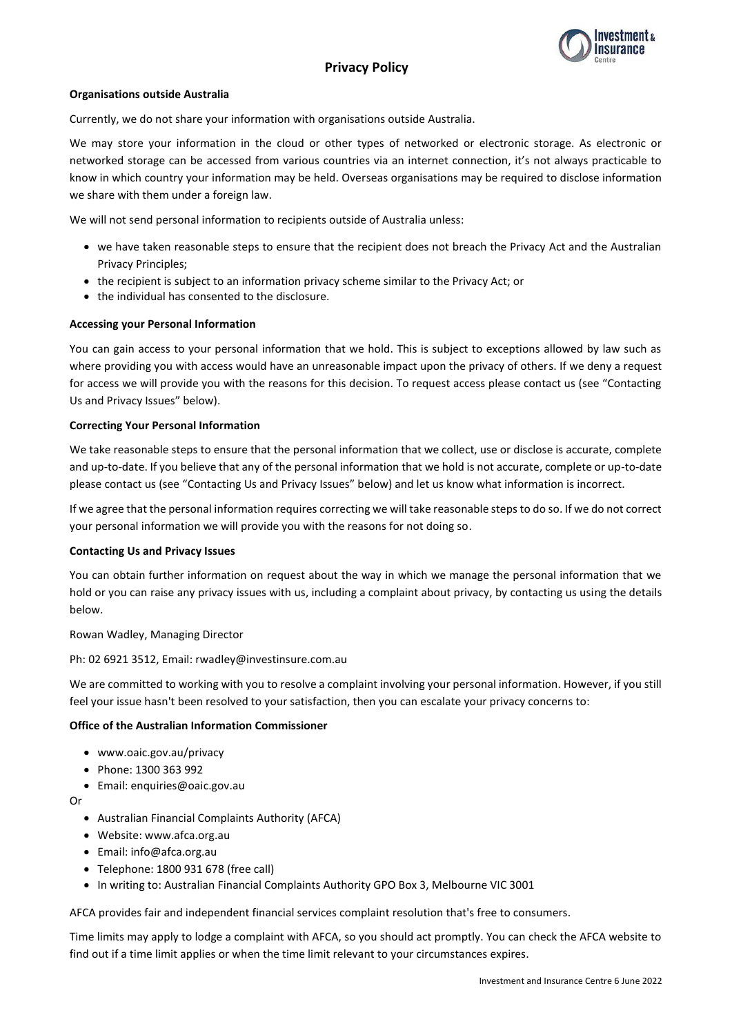## Privacy Policy

**Organisations outside Australia**

Currently, we do not share your information with organisations outside Australia.

We may store your information in the cloud or other types of networked or electronic storage. As electronic or networked storage can be accessed from various countries via an internet connection, it's not always practicable to know in which country your information may be held. Overseas organisations may be required to disclose information we share with them under a foreign law.

We will not send personal information to recipients outside of Australia unless:

- we have taken reasonable steps to ensure that the recipient does not breach the Privacy Act and the Australian Privacy Principles;
- the recipient is subject to an information privacy scheme similar to the Privacy Act; or
- the individual has consented to the disclosure.

**Accessing your Personal Information**

You can gain access to your personal information that we hold. This is subject to exceptions allowed by law such as where providing you with access would have an unreasonable impact upon the privacy of others. If we deny a request for access we will provide you with the reasons for this decision. To request access please contact us (see "Contacting Us and Privacy Issues" below).

**Correcting Your Personal Information**

We take reasonable steps to ensure that the personal information that we collect, use or disclose is accurate, complete and up-to-date. If you believe that any of the personal information that we hold is not accurate, complete or up-to-date please contact us (see "Contacting Us and Privacy Issues" below) and let us know what information is incorrect.

If we agree that the personal information requires correcting we will take reasonable steps to do so. If we do not correct your personal information we will provide you with the reasons for not doing so.

**Contacting Us and Privacy Issues**

You can obtain further information on request about the way in which we manage the personal information that we hold or you can raise any privacy issues with us, including a complaint about privacy, by contacting us using the details below.

Rowan Wadley, Managing Director

Ph: 02 6921 3512, Email: rwadley@investinsure.com.au

We are committed to working with you to resolve a complaint involving your personal information. However, if you still feel your issue hasn't been resolved to your satisfaction, then you can escalate your privacy concerns to:

**Office of the Australian Information Commissioner**

- www.oaic.gov.au/privacy
- Phone: 1300 363 992
- Email: enquiries@oaic.gov.au

Or

- Australian Financial Complaints Authority (AFCA)
- Website: www.afca.org.au
- Email: info@afca.org.au
- Telephone: 1800 931 678 (free call)
- In writing to: Australian Financial Complaints Authority GPO Box 3, Melbourne VIC 3001

AFCA provides fair and independent financial services complaint resolution that's free to consumers.

Time limits may apply to lodge a complaint with AFCA, so you should act promptly. You can check the AFCA website to find out if a time limit applies or when the time limit relevant to your circumstances expires.

Investment and Insurance Centre 6 June 2022